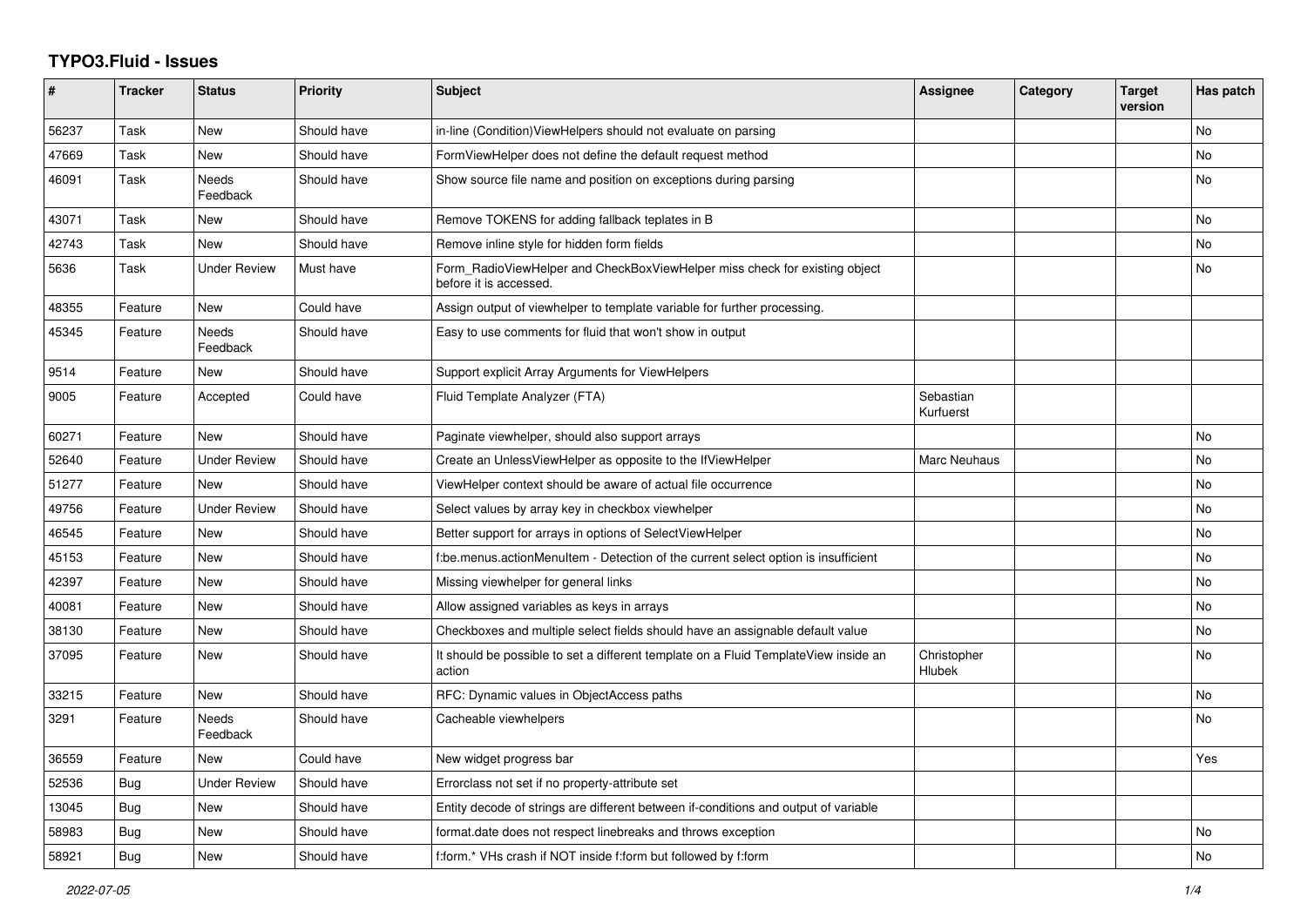# TYPO3.Fluid - Issues

| # | Tracker | Status | Priority | Subject | Assignee | Category | Target version | Has patch |
|---|---|---|---|---|---|---|---|---|
| 56237 | Task | New | Should have | in-line (Condition)ViewHelpers should not evaluate on parsing | | | | No |
| 47669 | Task | New | Should have | FormViewHelper does not define the default request method | | | | No |
| 46091 | Task | Needs Feedback | Should have | Show source file name and position on exceptions during parsing | | | | No |
| 43071 | Task | New | Should have | Remove TOKENS for adding fallback teplates in B | | | | No |
| 42743 | Task | New | Should have | Remove inline style for hidden form fields | | | | No |
| 5636 | Task | Under Review | Must have | Form_RadioViewHelper and CheckBoxViewHelper miss check for existing object before it is accessed. | | | | No |
| 48355 | Feature | New | Could have | Assign output of viewhelper to template variable for further processing. | | | | |
| 45345 | Feature | Needs Feedback | Should have | Easy to use comments for fluid that won't show in output | | | | |
| 9514 | Feature | New | Should have | Support explicit Array Arguments for ViewHelpers | | | | |
| 9005 | Feature | Accepted | Could have | Fluid Template Analyzer (FTA) | Sebastian Kurfuerst | | | |
| 60271 | Feature | New | Should have | Paginate viewhelper, should also support arrays | | | | No |
| 52640 | Feature | Under Review | Should have | Create an UnlessViewHelper as opposite to the IfViewHelper | Marc Neuhaus | | | No |
| 51277 | Feature | New | Should have | ViewHelper context should be aware of actual file occurrence | | | | No |
| 49756 | Feature | Under Review | Should have | Select values by array key in checkbox viewhelper | | | | No |
| 46545 | Feature | New | Should have | Better support for arrays in options of SelectViewHelper | | | | No |
| 45153 | Feature | New | Should have | f:be.menus.actionMenuItem - Detection of the current select option is insufficient | | | | No |
| 42397 | Feature | New | Should have | Missing viewhelper for general links | | | | No |
| 40081 | Feature | New | Should have | Allow assigned variables as keys in arrays | | | | No |
| 38130 | Feature | New | Should have | Checkboxes and multiple select fields should have an assignable default value | | | | No |
| 37095 | Feature | New | Should have | It should be possible to set a different template on a Fluid TemplateView inside an action | Christopher Hlubek | | | No |
| 33215 | Feature | New | Should have | RFC: Dynamic values in ObjectAccess paths | | | | No |
| 3291 | Feature | Needs Feedback | Should have | Cacheable viewhelpers | | | | No |
| 36559 | Feature | New | Could have | New widget progress bar | | | | Yes |
| 52536 | Bug | Under Review | Should have | Errorclass not set if no property-attribute set | | | | |
| 13045 | Bug | New | Should have | Entity decode of strings are different between if-conditions and output of variable | | | | |
| 58983 | Bug | New | Should have | format.date does not respect linebreaks and throws exception | | | | No |
| 58921 | Bug | New | Should have | f:form.* VHs crash if NOT inside f:form but followed by f:form | | | | No |

*2022-07-05*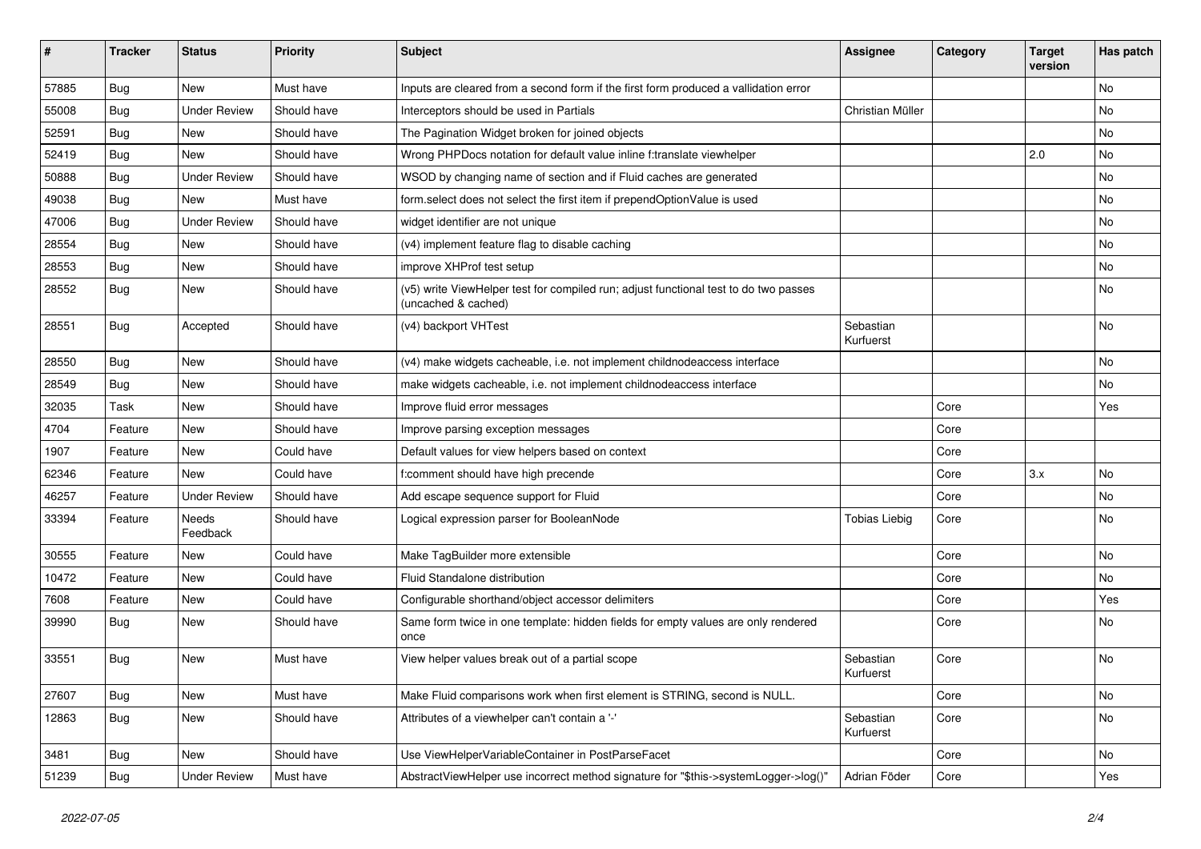| # | Tracker | Status | Priority | Subject | Assignee | Category | Target version | Has patch |
|---|---|---|---|---|---|---|---|---|
| 57885 | Bug | New | Must have | Inputs are cleared from a second form if the first form produced a vallidation error | | | | No |
| 55008 | Bug | Under Review | Should have | Interceptors should be used in Partials | Christian Müller | | | No |
| 52591 | Bug | New | Should have | The Pagination Widget broken for joined objects | | | | No |
| 52419 | Bug | New | Should have | Wrong PHPDocs notation for default value inline f:translate viewhelper | | | 2.0 | No |
| 50888 | Bug | Under Review | Should have | WSOD by changing name of section and if Fluid caches are generated | | | | No |
| 49038 | Bug | New | Must have | form.select does not select the first item if prependOptionValue is used | | | | No |
| 47006 | Bug | Under Review | Should have | widget identifier are not unique | | | | No |
| 28554 | Bug | New | Should have | (v4) implement feature flag to disable caching | | | | No |
| 28553 | Bug | New | Should have | improve XHProf test setup | | | | No |
| 28552 | Bug | New | Should have | (v5) write ViewHelper test for compiled run; adjust functional test to do two passes (uncached & cached) | | | | No |
| 28551 | Bug | Accepted | Should have | (v4) backport VHTest | Sebastian Kurfuerst | | | No |
| 28550 | Bug | New | Should have | (v4) make widgets cacheable, i.e. not implement childnodeaccess interface | | | | No |
| 28549 | Bug | New | Should have | make widgets cacheable, i.e. not implement childnodeaccess interface | | | | No |
| 32035 | Task | New | Should have | Improve fluid error messages | | Core | | Yes |
| 4704 | Feature | New | Should have | Improve parsing exception messages | | Core | | |
| 1907 | Feature | New | Could have | Default values for view helpers based on context | | Core | | |
| 62346 | Feature | New | Could have | f:comment should have high precende | | Core | 3.x | No |
| 46257 | Feature | Under Review | Should have | Add escape sequence support for Fluid | | Core | | No |
| 33394 | Feature | Needs Feedback | Should have | Logical expression parser for BooleanNode | Tobias Liebig | Core | | No |
| 30555 | Feature | New | Could have | Make TagBuilder more extensible | | Core | | No |
| 10472 | Feature | New | Could have | Fluid Standalone distribution | | Core | | No |
| 7608 | Feature | New | Could have | Configurable shorthand/object accessor delimiters | | Core | | Yes |
| 39990 | Bug | New | Should have | Same form twice in one template: hidden fields for empty values are only rendered once | | Core | | No |
| 33551 | Bug | New | Must have | View helper values break out of a partial scope | Sebastian Kurfuerst | Core | | No |
| 27607 | Bug | New | Must have | Make Fluid comparisons work when first element is STRING, second is NULL. | | Core | | No |
| 12863 | Bug | New | Should have | Attributes of a viewhelper can't contain a '-' | Sebastian Kurfuerst | Core | | No |
| 3481 | Bug | New | Should have | Use ViewHelperVariableContainer in PostParseFacet | | Core | | No |
| 51239 | Bug | Under Review | Must have | AbstractViewHelper use incorrect method signature for "$this->systemLogger->log()" | Adrian Föder | Core | | Yes |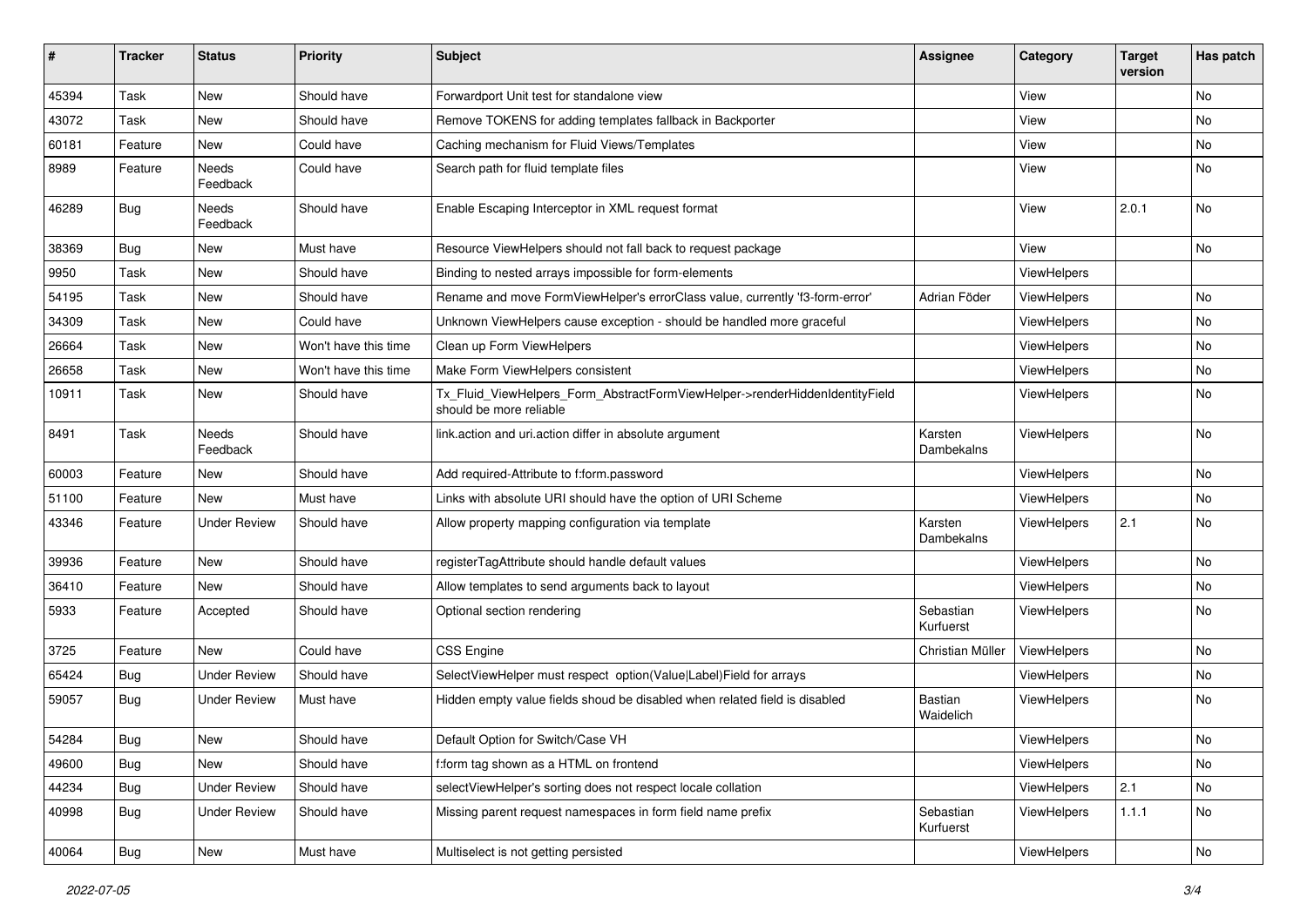| # | Tracker | Status | Priority | Subject | Assignee | Category | Target version | Has patch |
|---|---|---|---|---|---|---|---|---|
| 45394 | Task | New | Should have | Forwardport Unit test for standalone view | | View | | No |
| 43072 | Task | New | Should have | Remove TOKENS for adding templates fallback in Backporter | | View | | No |
| 60181 | Feature | New | Could have | Caching mechanism for Fluid Views/Templates | | View | | No |
| 8989 | Feature | Needs Feedback | Could have | Search path for fluid template files | | View | | No |
| 46289 | Bug | Needs Feedback | Should have | Enable Escaping Interceptor in XML request format | | View | 2.0.1 | No |
| 38369 | Bug | New | Must have | Resource ViewHelpers should not fall back to request package | | View | | No |
| 9950 | Task | New | Should have | Binding to nested arrays impossible for form-elements | | ViewHelpers | | |
| 54195 | Task | New | Should have | Rename and move FormViewHelper's errorClass value, currently 'f3-form-error' | Adrian Föder | ViewHelpers | | No |
| 34309 | Task | New | Could have | Unknown ViewHelpers cause exception - should be handled more graceful | | ViewHelpers | | No |
| 26664 | Task | New | Won't have this time | Clean up Form ViewHelpers | | ViewHelpers | | No |
| 26658 | Task | New | Won't have this time | Make Form ViewHelpers consistent | | ViewHelpers | | No |
| 10911 | Task | New | Should have | Tx_Fluid_ViewHelpers_Form_AbstractFormViewHelper->renderHiddenIdentityField should be more reliable | | ViewHelpers | | No |
| 8491 | Task | Needs Feedback | Should have | link.action and uri.action differ in absolute argument | Karsten Dambekalns | ViewHelpers | | No |
| 60003 | Feature | New | Should have | Add required-Attribute to f:form.password | | ViewHelpers | | No |
| 51100 | Feature | New | Must have | Links with absolute URI should have the option of URI Scheme | | ViewHelpers | | No |
| 43346 | Feature | Under Review | Should have | Allow property mapping configuration via template | Karsten Dambekalns | ViewHelpers | 2.1 | No |
| 39936 | Feature | New | Should have | registerTagAttribute should handle default values | | ViewHelpers | | No |
| 36410 | Feature | New | Should have | Allow templates to send arguments back to layout | | ViewHelpers | | No |
| 5933 | Feature | Accepted | Should have | Optional section rendering | Sebastian Kurfuerst | ViewHelpers | | No |
| 3725 | Feature | New | Could have | CSS Engine | Christian Müller | ViewHelpers | | No |
| 65424 | Bug | Under Review | Should have | SelectViewHelper must respect option(Value\|Label)Field for arrays | | ViewHelpers | | No |
| 59057 | Bug | Under Review | Must have | Hidden empty value fields shoud be disabled when related field is disabled | Bastian Waidelich | ViewHelpers | | No |
| 54284 | Bug | New | Should have | Default Option for Switch/Case VH | | ViewHelpers | | No |
| 49600 | Bug | New | Should have | f:form tag shown as a HTML on frontend | | ViewHelpers | | No |
| 44234 | Bug | Under Review | Should have | selectViewHelper's sorting does not respect locale collation | | ViewHelpers | 2.1 | No |
| 40998 | Bug | Under Review | Should have | Missing parent request namespaces in form field name prefix | Sebastian Kurfuerst | ViewHelpers | 1.1.1 | No |
| 40064 | Bug | New | Must have | Multiselect is not getting persisted | | ViewHelpers | | No |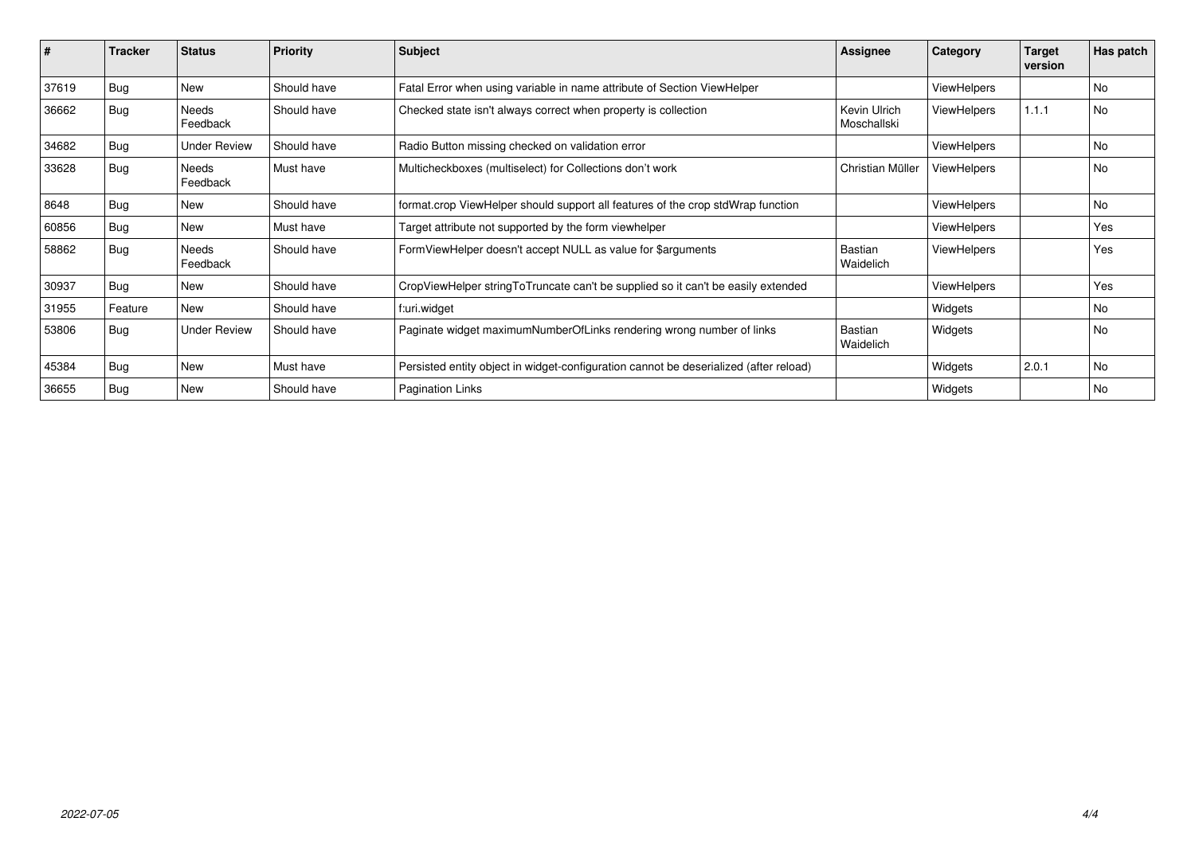| # | Tracker | Status | Priority | Subject | Assignee | Category | Target version | Has patch |
|---|---|---|---|---|---|---|---|---|
| 37619 | Bug | New | Should have | Fatal Error when using variable in name attribute of Section ViewHelper | | ViewHelpers | | No |
| 36662 | Bug | Needs Feedback | Should have | Checked state isn't always correct when property is collection | Kevin Ulrich Moschallski | ViewHelpers | 1.1.1 | No |
| 34682 | Bug | Under Review | Should have | Radio Button missing checked on validation error | | ViewHelpers | | No |
| 33628 | Bug | Needs Feedback | Must have | Multicheckboxes (multiselect) for Collections don't work | Christian Müller | ViewHelpers | | No |
| 8648 | Bug | New | Should have | format.crop ViewHelper should support all features of the crop stdWrap function | | ViewHelpers | | No |
| 60856 | Bug | New | Must have | Target attribute not supported by the form viewhelper | | ViewHelpers | | Yes |
| 58862 | Bug | Needs Feedback | Should have | FormViewHelper doesn't accept NULL as value for $arguments | Bastian Waidelich | ViewHelpers | | Yes |
| 30937 | Bug | New | Should have | CropViewHelper stringToTruncate can't be supplied so it can't be easily extended | | ViewHelpers | | Yes |
| 31955 | Feature | New | Should have | f:uri.widget | | Widgets | | No |
| 53806 | Bug | Under Review | Should have | Paginate widget maximumNumberOfLinks rendering wrong number of links | Bastian Waidelich | Widgets | | No |
| 45384 | Bug | New | Must have | Persisted entity object in widget-configuration cannot be deserialized (after reload) | | Widgets | 2.0.1 | No |
| 36655 | Bug | New | Should have | Pagination Links | | Widgets | | No |

*2022-07-05*